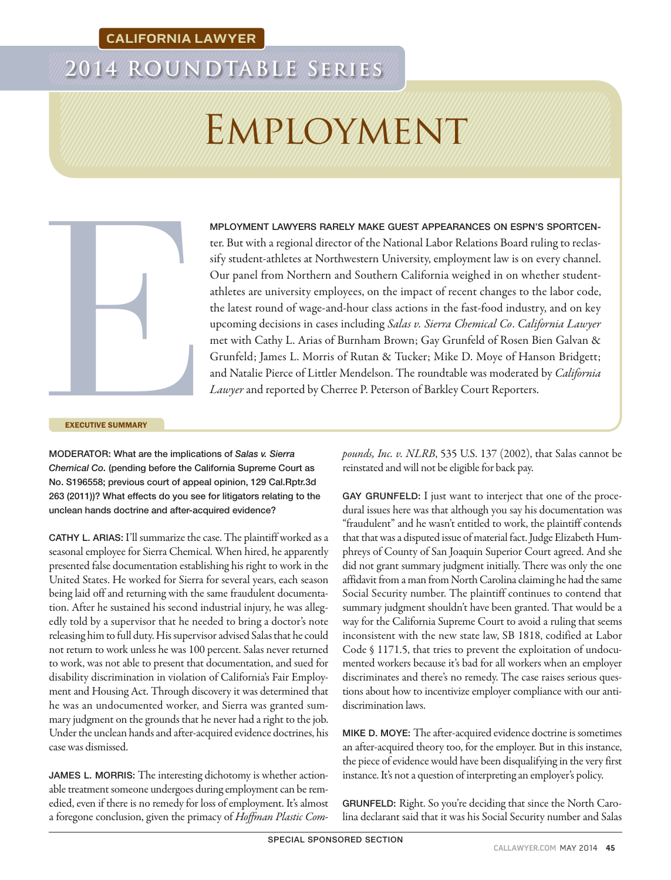CALIFORNIA LAWYER

# 2014 ROUNDTABLE SERIES

# EMPLOYMENT

EMPLOYMENT LAWYERS RARELY MAKE GUEST APPEARANCES ON ESPN'S SPORTSCENter. But with a regional director of the National Labor Relations Board ruling to reclassify student-athletes at Northwestern University, employment law is on every channel. Our panel from Northern and Southern California weighed in on whether student-athletes are university employees, on the impact of recent changes to the labor code, the latest round of wage-and-hour class actions in the fast-food industry, and on key upcoming decisions in cases including *Salas v. Sierra Chemical Co*. *California Lawyer* met with Cathy L. Arias of Burnham Brown; Gay Grunfeld of Rosen Bien Galvan & Grunfeld; James L. Morris of Rutan & Tucker; Mike D. Moye of Hanson Bridgett; and Natalie Pierce of Littler Mendelson. The roundtable was moderated by *California Lawyer* and reported by Cherree P. Peterson of Barkley Court Reporters.

**EXECUTIVE SUMMARY**

**MODERATOR: What are the implications of *Salas v. Sierra Chemical Co.* (pending before the California Supreme Court as No. S196558; previous court of appeal opinion, 129 Cal.Rptr.3d 263 (2011))? What effects do you see for litigators relating to the unclean hands doctrine and after-acquired evidence?**

**CATHY L. ARIAS:** I'll summarize the case. The plaintiff worked as a seasonal employee for Sierra Chemical. When hired, he apparently presented false documentation establishing his right to work in the United States. He worked for Sierra for several years, each season being laid off and returning with the same fraudulent documentation. After he sustained his second industrial injury, he was allegedly told by a supervisor that he needed to bring a doctor's note releasing him to full duty. His supervisor advised Salas that he could not return to work unless he was 100 percent. Salas never returned to work, was not able to present that documentation, and sued for disability discrimination in violation of California's Fair Employment and Housing Act. Through discovery it was determined that he was an undocumented worker, and Sierra was granted summary judgment on the grounds that he never had a right to the job. Under the unclean hands and after-acquired evidence doctrines, his case was dismissed.

**JAMES L. MORRIS:** The interesting dichotomy is whether actionable treatment someone undergoes during employment can be remedied, even if there is no remedy for loss of employment. It's almost a foregone conclusion, given the primacy of *Hoffman Plastic Compounds, Inc. v. NLRB*, 535 U.S. 137 (2002), that Salas cannot be reinstated and will not be eligible for back pay.

**GAY GRUNFELD:** I just want to interject that one of the procedural issues here was that although you say his documentation was "fraudulent" and he wasn't entitled to work, the plaintiff contends that that was a disputed issue of material fact. Judge Elizabeth Humphreys of County of San Joaquin Superior Court agreed. And she did not grant summary judgment initially. There was only the one affidavit from a man from North Carolina claiming he had the same Social Security number. The plaintiff continues to contend that summary judgment shouldn't have been granted. That would be a way for the California Supreme Court to avoid a ruling that seems inconsistent with the new state law, SB 1818, codified at Labor Code § 1171.5, that tries to prevent the exploitation of undocumented workers because it's bad for all workers when an employer discriminates and there's no remedy. The case raises serious questions about how to incentivize employer compliance with our anti-discrimination laws.

**MIKE D. MOYE:** The after-acquired evidence doctrine is sometimes an after-acquired theory too, for the employer. But in this instance, the piece of evidence would have been disqualifying in the very first instance. It's not a question of interpreting an employer's policy.

**GRUNFELD:** Right. So you're deciding that since the North Carolina declarant said that it was his Social Security number and Salas

SPECIAL SPONSORED SECTION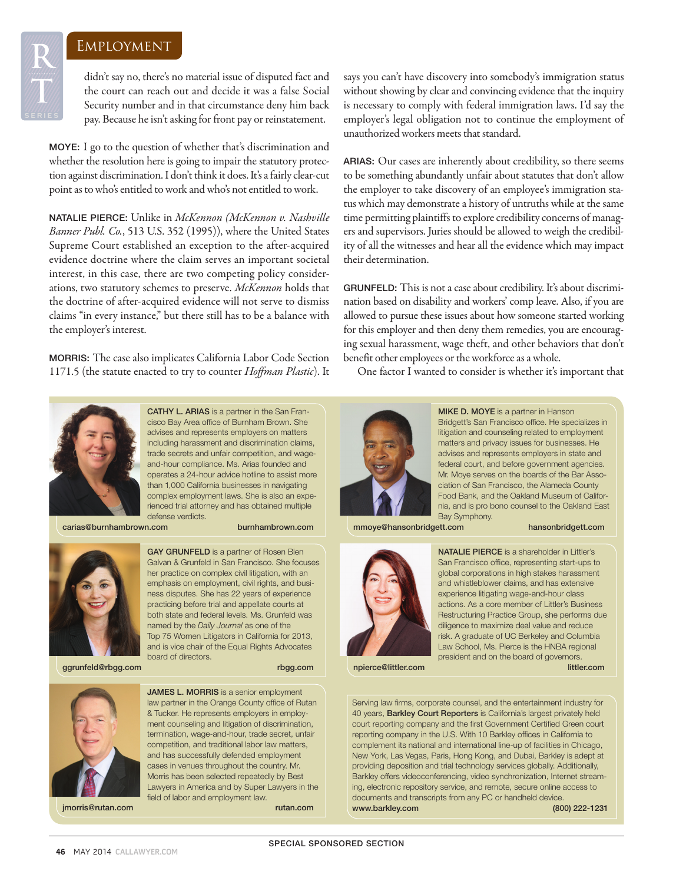didn't say no, there's no material issue of disputed fact and the court can reach out and decide it was a false Social Security number and in that circumstance deny him back pay. Because he isn't asking for front pay or reinstatement.

**MOYE:** I go to the question of whether that's discrimination and whether the resolution here is going to impair the statutory protection against discrimination. I don't think it does. It's a fairly clear-cut point as to who's entitled to work and who's not entitled to work.

**NATALIE PIERCE:** Unlike in *McKennon (McKennon v. Nashville Banner Publ. Co.*, 513 U.S. 352 (1995)), where the United States Supreme Court established an exception to the after-acquired evidence doctrine where the claim serves an important societal interest, in this case, there are two competing policy considerations, two statutory schemes to preserve. *McKennon* holds that the doctrine of after-acquired evidence will not serve to dismiss claims "in every instance," but there still has to be a balance with the employer's interest.

**MORRIS:** The case also implicates California Labor Code Section 1171.5 (the statute enacted to try to counter *Hoffman Plastic*). It says you can't have discovery into somebody's immigration status without showing by clear and convincing evidence that the inquiry is necessary to comply with federal immigration laws. I'd say the employer's legal obligation not to continue the employment of unauthorized workers meets that standard.

**ARIAS:** Our cases are inherently about credibility, so there seems to be something abundantly unfair about statutes that don't allow the employer to take discovery of an employee's immigration status which may demonstrate a history of untruths while at the same time permitting plaintiffs to explore credibility concerns of managers and supervisors. Juries should be allowed to weigh the credibility of all the witnesses and hear all the evidence which may impact their determination.

**GRUNFELD:** This is not a case about credibility. It's about discrimination based on disability and workers' comp leave. Also, if you are allowed to pursue these issues about how someone started working for this employer and then deny them remedies, you are encouraging sexual harassment, wage theft, and other behaviors that don't benefit other employees or the workforce as a whole.

One factor I wanted to consider is whether it's important that

**CATHY L. ARIAS** is a partner in the San Francisco Bay Area office of Burnham Brown. She advises and represents employers on matters including harassment and discrimination claims, trade secrets and unfair competition, and wage-and-hour compliance. Ms. Arias founded and operates a 24-hour advice hotline to assist more than 1,000 California businesses in navigating complex employment laws. She is also an experienced trial attorney and has obtained multiple defense verdicts.

carias@burnhambrown.com burnhambrown.com

**MIKE D. MOYE** is a partner in Hanson Bridgett's San Francisco office. He specializes in litigation and counseling related to employment matters and privacy issues for businesses. He advises and represents employers in state and federal court, and before government agencies. Mr. Moye serves on the boards of the Bar Association of San Francisco, the Alameda County Food Bank, and the Oakland Museum of California, and is pro bono counsel to the Oakland East Bay Symphony.

mmoye@hansonbridgett.com hansonbridgett.com

**GAY GRUNFELD** is a partner of Rosen Bien Galvan & Grunfeld in San Francisco. She focuses her practice on complex civil litigation, with an emphasis on employment, civil rights, and business disputes. She has 22 years of experience practicing before trial and appellate courts at both state and federal levels. Ms. Grunfeld was named by the *Daily Journal* as one of the Top 75 Women Litigators in California for 2013, and is vice chair of the Equal Rights Advocates board of directors.

ggrunfeld@rbgg.com rbgg.com

**NATALIE PIERCE** is a shareholder in Littler's San Francisco office, representing start-ups to global corporations in high stakes harassment and whistleblower claims, and has extensive experience litigating wage-and-hour class actions. As a core member of Littler's Business Restructuring Practice Group, she performs due diligence to maximize deal value and reduce risk. A graduate of UC Berkeley and Columbia Law School, Ms. Pierce is the HNBA regional president and on the board of governors.

npierce@littler.com littler.com

**JAMES L. MORRIS** is a senior employment law partner in the Orange County office of Rutan & Tucker. He represents employers in employment counseling and litigation of discrimination, termination, wage-and-hour, trade secret, unfair competition, and traditional labor law matters, and has successfully defended employment cases in venues throughout the country. Mr. Morris has been selected repeatedly by Best Lawyers in America and by Super Lawyers in the field of labor and employment law.

jmorris@rutan.com rutan.com

Serving law firms, corporate counsel, and the entertainment industry for 40 years, **Barkley Court Reporters** is California's largest privately held court reporting company and the first Government Certified Green court reporting company in the U.S. With 10 Barkley offices in California to complement its national and international line-up of facilities in Chicago, New York, Las Vegas, Paris, Hong Kong, and Dubai, Barkley is adept at providing deposition and trial technology services globally. Additionally, Barkley offers videoconferencing, video synchronization, Internet streaming, electronic repository service, and remote, secure online access to documents and transcripts from any PC or handheld device.

www.barkley.com (800) 222-1231

SPECIAL SPONSORED SECTION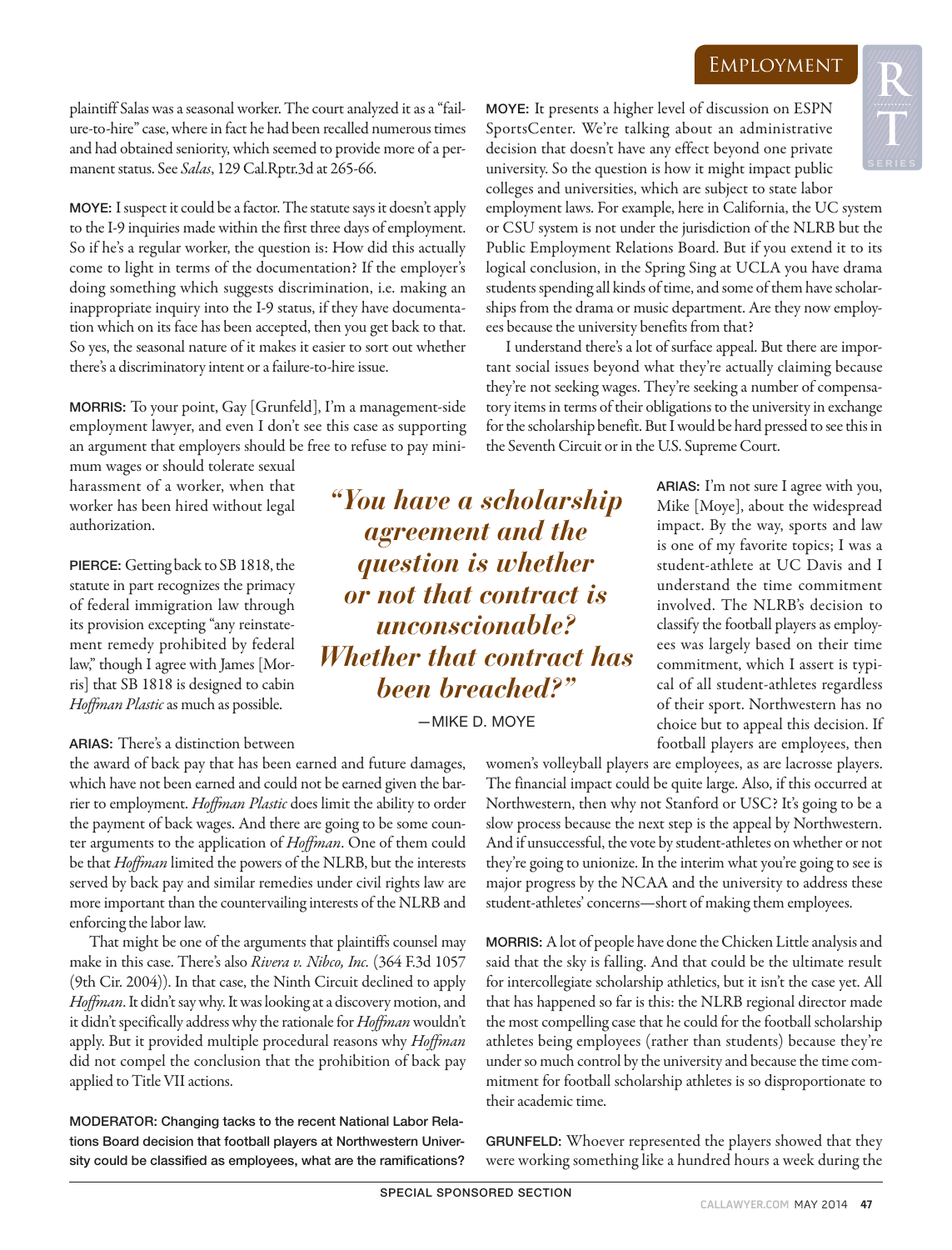plaintiff Salas was a seasonal worker. The court analyzed it as a "failure-to-hire" case, where in fact he had been recalled numerous times and had obtained seniority, which seemed to provide more of a permanent status. See *Salas*, 129 Cal.Rptr.3d at 265-66.

**MOYE:** I suspect it could be a factor. The statute says it doesn't apply to the I-9 inquiries made within the first three days of employment. So if he's a regular worker, the question is: How did this actually come to light in terms of the documentation? If the employer's doing something which suggests discrimination, i.e. making an inappropriate inquiry into the I-9 status, if they have documentation which on its face has been accepted, then you get back to that. So yes, the seasonal nature of it makes it easier to sort out whether there's a discriminatory intent or a failure-to-hire issue.

**MORRIS:** To your point, Gay [Grunfeld], I'm a management-side employment lawyer, and even I don't see this case as supporting an argument that employers should be free to refuse to pay minimum wages or should tolerate sexual harassment of a worker, when that worker has been hired without legal authorization.

**PIERCE:** Getting back to SB 1818, the statute in part recognizes the primacy of federal immigration law through its provision excepting "any reinstatement remedy prohibited by federal law," though I agree with James [Morris] that SB 1818 is designed to cabin *Hoffman Plastic* as much as possible.

**ARIAS:** There's a distinction between the award of back pay that has been earned and future damages, which have not been earned and could not be earned given the barrier to employment. *Hoffman Plastic* does limit the ability to order the payment of back wages. And there are going to be some counter arguments to the application of *Hoffman*. One of them could be that *Hoffman* limited the powers of the NLRB, but the interests served by back pay and similar remedies under civil rights law are more important than the countervailing interests of the NLRB and enforcing the labor law.

That might be one of the arguments that plaintiffs counsel may make in this case. There's also *Rivera v. Nibco, Inc.* (364 F.3d 1057 (9th Cir. 2004)). In that case, the Ninth Circuit declined to apply *Hoffman*. It didn't say why. It was looking at a discovery motion, and it didn't specifically address why the rationale for *Hoffman* wouldn't apply. But it provided multiple procedural reasons why *Hoffman* did not compel the conclusion that the prohibition of back pay applied to Title VII actions.

**MODERATOR: Changing tacks to the recent National Labor Relations Board decision that football players at Northwestern University could be classified as employees, what are the ramifications?**

**MOYE:** It presents a higher level of discussion on ESPN SportsCenter. We're talking about an administrative decision that doesn't have any effect beyond one private university. So the question is how it might impact public colleges and universities, which are subject to state labor employment laws. For example, here in California, the UC system or CSU system is not under the jurisdiction of the NLRB but the Public Employment Relations Board. But if you extend it to its logical conclusion, in the Spring Sing at UCLA you have drama students spending all kinds of time, and some of them have scholarships from the drama or music department. Are they now employees because the university benefits from that?

I understand there's a lot of surface appeal. But there are important social issues beyond what they're actually claiming because they're not seeking wages. They're seeking a number of compensatory items in terms of their obligations to the university in exchange for the scholarship benefit. But I would be hard pressed to see this in the Seventh Circuit or in the U.S. Supreme Court.

> ***"You have a scholarship agreement and the question is whether or not that contract is unconscionable? Whether that contract has been breached?"***
>
> —MIKE D. MOYE

**ARIAS:** I'm not sure I agree with you, Mike [Moye], about the widespread impact. By the way, sports and law is one of my favorite topics; I was a student-athlete at UC Davis and I understand the time commitment involved. The NLRB's decision to classify the football players as employees was largely based on their time commitment, which I assert is typical of all student-athletes regardless of their sport. Northwestern has no choice but to appeal this decision. If football players are employees, then women's volleyball players are employees, as are lacrosse players. The financial impact could be quite large. Also, if this occurred at Northwestern, then why not Stanford or USC? It's going to be a slow process because the next step is the appeal by Northwestern. And if unsuccessful, the vote by student-athletes on whether or not they're going to unionize. In the interim what you're going to see is major progress by the NCAA and the university to address these student-athletes' concerns—short of making them employees.

**MORRIS:** A lot of people have done the Chicken Little analysis and said that the sky is falling. And that could be the ultimate result for intercollegiate scholarship athletics, but it isn't the case yet. All that has happened so far is this: the NLRB regional director made the most compelling case that he could for the football scholarship athletes being employees (rather than students) because they're under so much control by the university and because the time commitment for football scholarship athletes is so disproportionate to their academic time.

**GRUNFELD:** Whoever represented the players showed that they were working something like a hundred hours a week during the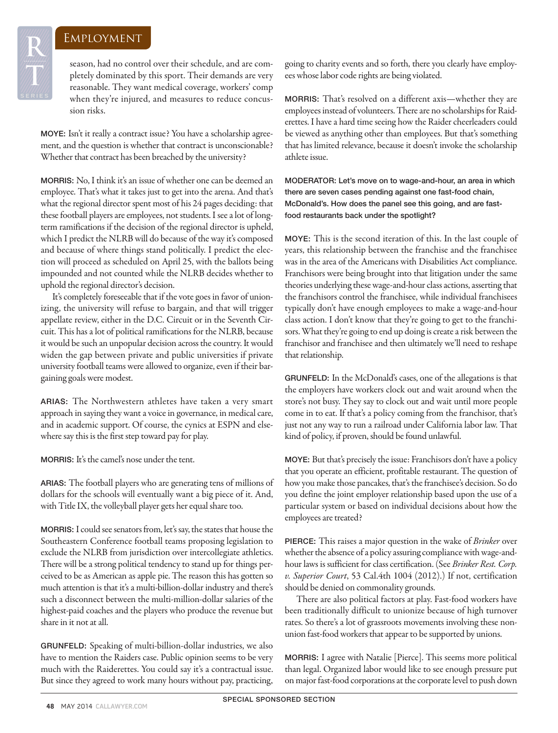season, had no control over their schedule, and are completely dominated by this sport. Their demands are very reasonable. They want medical coverage, workers' comp when they're injured, and measures to reduce concussion risks.

**MOYE:** Isn't it really a contract issue? You have a scholarship agreement, and the question is whether that contract is unconscionable? Whether that contract has been breached by the university?

**MORRIS:** No, I think it's an issue of whether one can be deemed an employee. That's what it takes just to get into the arena. And that's what the regional director spent most of his 24 pages deciding: that these football players are employees, not students. I see a lot of long-term ramifications if the decision of the regional director is upheld, which I predict the NLRB will do because of the way it's composed and because of where things stand politically. I predict the election will proceed as scheduled on April 25, with the ballots being impounded and not counted while the NLRB decides whether to uphold the regional director's decision.

It's completely foreseeable that if the vote goes in favor of unionizing, the university will refuse to bargain, and that will trigger appellate review, either in the D.C. Circuit or in the Seventh Circuit. This has a lot of political ramifications for the NLRB, because it would be such an unpopular decision across the country. It would widen the gap between private and public universities if private university football teams were allowed to organize, even if their bargaining goals were modest.

**ARIAS:** The Northwestern athletes have taken a very smart approach in saying they want a voice in governance, in medical care, and in academic support. Of course, the cynics at ESPN and elsewhere say this is the first step toward pay for play.

**MORRIS:** It's the camel's nose under the tent.

**ARIAS:** The football players who are generating tens of millions of dollars for the schools will eventually want a big piece of it. And, with Title IX, the volleyball player gets her equal share too.

**MORRIS:** I could see senators from, let's say, the states that house the Southeastern Conference football teams proposing legislation to exclude the NLRB from jurisdiction over intercollegiate athletics. There will be a strong political tendency to stand up for things perceived to be as American as apple pie. The reason this has gotten so much attention is that it's a multi-billion-dollar industry and there's such a disconnect between the multi-million-dollar salaries of the highest-paid coaches and the players who produce the revenue but share in it not at all.

**GRUNFELD:** Speaking of multi-billion-dollar industries, we also have to mention the Raiders case. Public opinion seems to be very much with the Raiderettes. You could say it's a contractual issue. But since they agreed to work many hours without pay, practicing, going to charity events and so forth, there you clearly have employees whose labor code rights are being violated.

**MORRIS:** That's resolved on a different axis—whether they are employees instead of volunteers. There are no scholarships for Raiderettes. I have a hard time seeing how the Raider cheerleaders could be viewed as anything other than employees. But that's something that has limited relevance, because it doesn't invoke the scholarship athlete issue.

**MODERATOR: Let's move on to wage-and-hour, an area in which there are seven cases pending against one fast-food chain, McDonald's. How does the panel see this going, and are fast-food restaurants back under the spotlight?**

**MOYE:** This is the second iteration of this. In the last couple of years, this relationship between the franchise and the franchisee was in the area of the Americans with Disabilities Act compliance. Franchisors were being brought into that litigation under the same theories underlying these wage-and-hour class actions, asserting that the franchisors control the franchisee, while individual franchisees typically don't have enough employees to make a wage-and-hour class action. I don't know that they're going to get to the franchisors. What they're going to end up doing is create a risk between the franchisor and franchisee and then ultimately we'll need to reshape that relationship.

**GRUNFELD:** In the McDonald's cases, one of the allegations is that the employers have workers clock out and wait around when the store's not busy. They say to clock out and wait until more people come in to eat. If that's a policy coming from the franchisor, that's just not any way to run a railroad under California labor law. That kind of policy, if proven, should be found unlawful.

**MOYE:** But that's precisely the issue: Franchisors don't have a policy that you operate an efficient, profitable restaurant. The question of how you make those pancakes, that's the franchisee's decision. So do you define the joint employer relationship based upon the use of a particular system or based on individual decisions about how the employees are treated?

**PIERCE:** This raises a major question in the wake of *Brinker* over whether the absence of a policy assuring compliance with wage-and-hour laws is sufficient for class certification. (See *Brinker Rest. Corp. v. Superior Court*, 53 Cal.4th 1004 (2012).) If not, certification should be denied on commonality grounds.

There are also political factors at play. Fast-food workers have been traditionally difficult to unionize because of high turnover rates. So there's a lot of grassroots movements involving these non-union fast-food workers that appear to be supported by unions.

**MORRIS:** I agree with Natalie [Pierce]. This seems more political than legal. Organized labor would like to see enough pressure put on major fast-food corporations at the corporate level to push down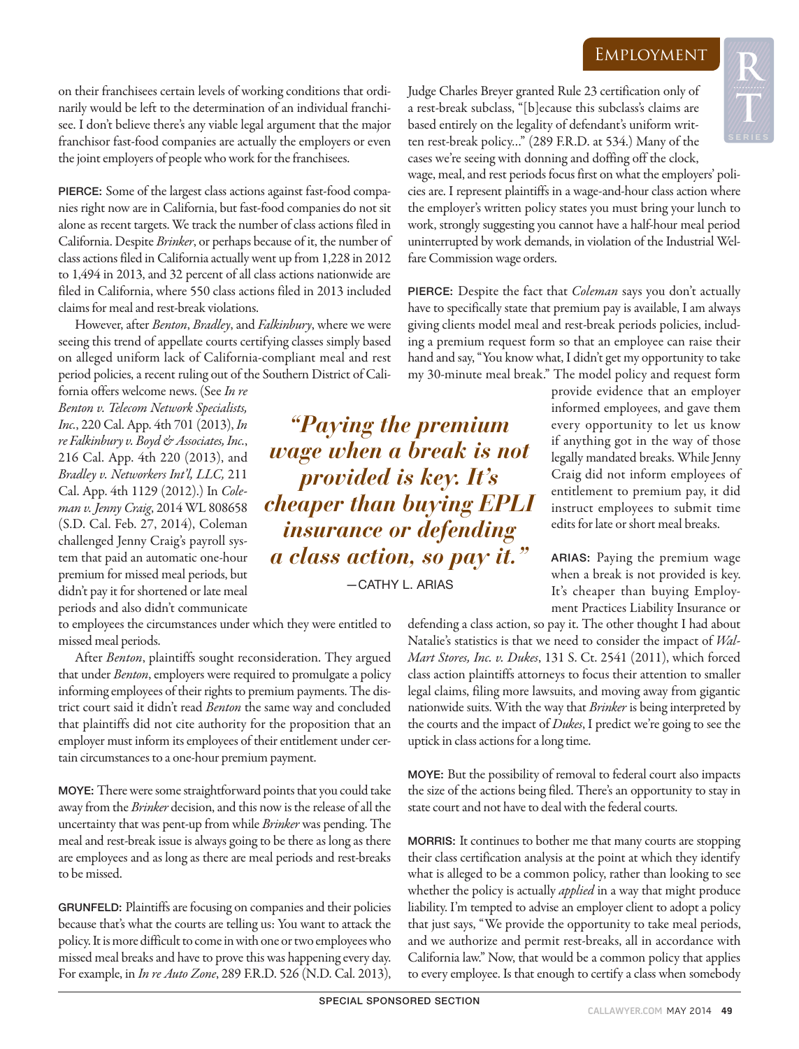on their franchisees certain levels of working conditions that ordinarily would be left to the determination of an individual franchisee. I don't believe there's any viable legal argument that the major franchisor fast-food companies are actually the employers or even the joint employers of people who work for the franchisees.

**PIERCE:** Some of the largest class actions against fast-food companies right now are in California, but fast-food companies do not sit alone as recent targets. We track the number of class actions filed in California. Despite *Brinker*, or perhaps because of it, the number of class actions filed in California actually went up from 1,228 in 2012 to 1,494 in 2013, and 32 percent of all class actions nationwide are filed in California, where 550 class actions filed in 2013 included claims for meal and rest-break violations.

However, after *Benton*, *Bradley*, and *Falkinbury*, where we were seeing this trend of appellate courts certifying classes simply based on alleged uniform lack of California-compliant meal and rest period policies, a recent ruling out of the Southern District of California offers welcome news. (See *In re Benton v. Telecom Network Specialists, Inc.*, 220 Cal. App. 4th 701 (2013), *In re Falkinbury v. Boyd & Associates, Inc.*, 216 Cal. App. 4th 220 (2013), and *Bradley v. Networkers Int'l, LLC,* 211 Cal. App. 4th 1129 (2012).) In *Coleman v. Jenny Craig*, 2014 WL 808658 (S.D. Cal. Feb. 27, 2014), Coleman challenged Jenny Craig's payroll system that paid an automatic one-hour premium for missed meal periods, but didn't pay it for shortened or late meal periods and also didn't communicate to employees the circumstances under which they were entitled to missed meal periods.

After *Benton*, plaintiffs sought reconsideration. They argued that under *Benton*, employers were required to promulgate a policy informing employees of their rights to premium payments. The district court said it didn't read *Benton* the same way and concluded that plaintiffs did not cite authority for the proposition that an employer must inform its employees of their entitlement under certain circumstances to a one-hour premium payment.

**MOYE:** There were some straightforward points that you could take away from the *Brinker* decision, and this now is the release of all the uncertainty that was pent-up from while *Brinker* was pending. The meal and rest-break issue is always going to be there as long as there are employees and as long as there are meal periods and rest-breaks to be missed.

**GRUNFELD:** Plaintiffs are focusing on companies and their policies because that's what the courts are telling us: You want to attack the policy. It is more difficult to come in with one or two employees who missed meal breaks and have to prove this was happening every day. For example, in *In re Auto Zone*, 289 F.R.D. 526 (N.D. Cal. 2013), Judge Charles Breyer granted Rule 23 certification only of a rest-break subclass, "[b]ecause this subclass's claims are based entirely on the legality of defendant's uniform written rest-break policy..." (289 F.R.D. at 534.) Many of the cases we're seeing with donning and doffing off the clock, wage, meal, and rest periods focus first on what the employers' policies are. I represent plaintiffs in a wage-and-hour class action where the employer's written policy states you must bring your lunch to work, strongly suggesting you cannot have a half-hour meal period uninterrupted by work demands, in violation of the Industrial Welfare Commission wage orders.

**PIERCE:** Despite the fact that *Coleman* says you don't actually have to specifically state that premium pay is available, I am always giving clients model meal and rest-break periods policies, including a premium request form so that an employee can raise their hand and say, "You know what, I didn't get my opportunity to take my 30-minute meal break." The model policy and request form provide evidence that an employer informed employees, and gave them every opportunity to let us know if anything got in the way of those legally mandated breaks. While Jenny Craig did not inform employees of entitlement to premium pay, it did instruct employees to submit time edits for late or short meal breaks.

> ***"Paying the premium wage when a break is not provided is key. It's cheaper than buying EPLI insurance or defending a class action, so pay it."***
>
> —CATHY L. ARIAS

**ARIAS:** Paying the premium wage when a break is not provided is key. It's cheaper than buying Employment Practices Liability Insurance or defending a class action, so pay it. The other thought I had about Natalie's statistics is that we need to consider the impact of *Wal-Mart Stores, Inc. v. Dukes*, 131 S. Ct. 2541 (2011), which forced class action plaintiffs attorneys to focus their attention to smaller legal claims, filing more lawsuits, and moving away from gigantic nationwide suits. With the way that *Brinker* is being interpreted by the courts and the impact of *Dukes*, I predict we're going to see the uptick in class actions for a long time.

**MOYE:** But the possibility of removal to federal court also impacts the size of the actions being filed. There's an opportunity to stay in state court and not have to deal with the federal courts.

**MORRIS:** It continues to bother me that many courts are stopping their class certification analysis at the point at which they identify what is alleged to be a common policy, rather than looking to see whether the policy is actually *applied* in a way that might produce liability. I'm tempted to advise an employer client to adopt a policy that just says, "We provide the opportunity to take meal periods, and we authorize and permit rest-breaks, all in accordance with California law." Now, that would be a common policy that applies to every employee. Is that enough to certify a class when somebody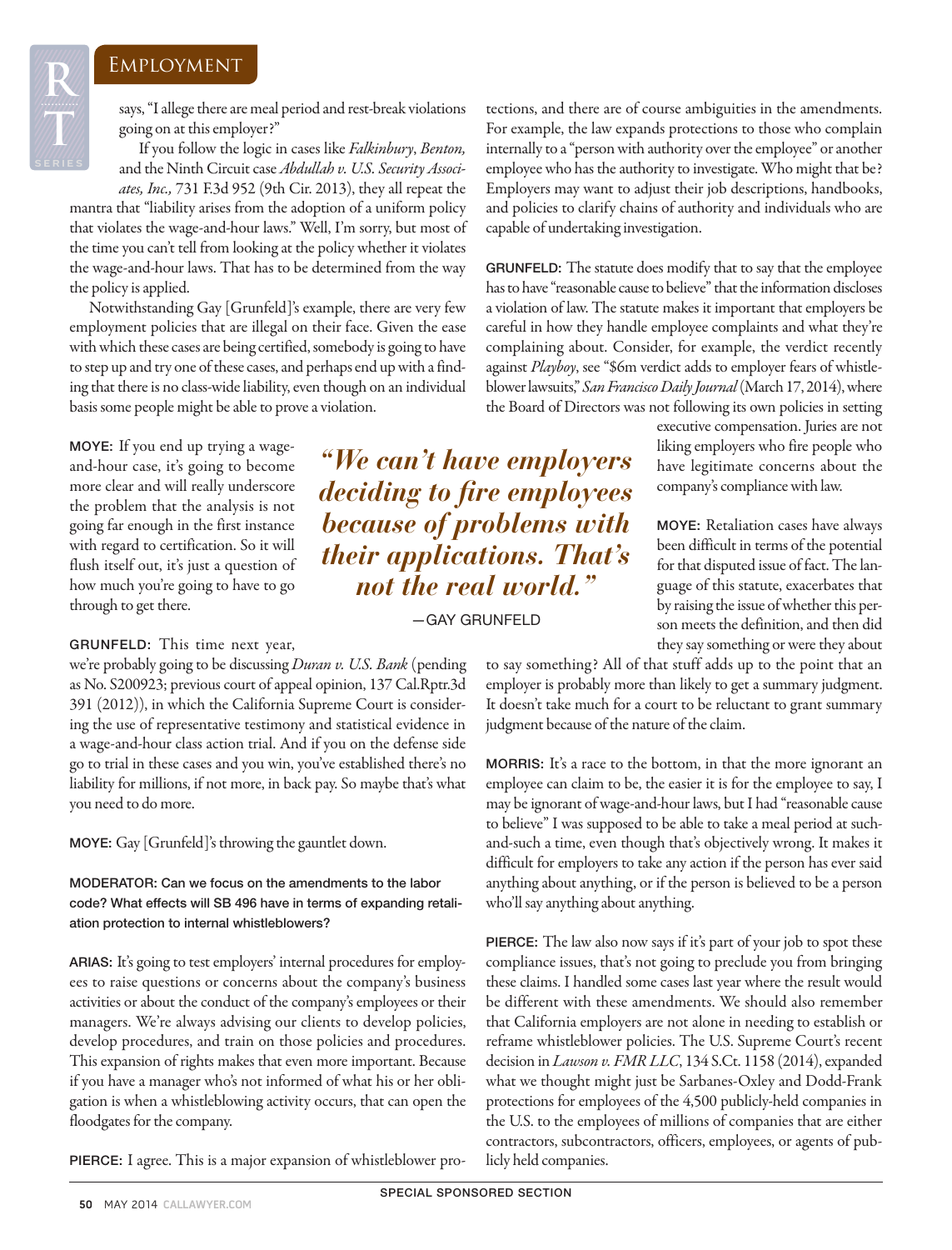says, "I allege there are meal period and rest-break violations going on at this employer?"

If you follow the logic in cases like *Falkinbury*, *Benton,* and the Ninth Circuit case *Abdullah v. U.S. Security Associates, Inc.,* 731 F.3d 952 (9th Cir. 2013), they all repeat the mantra that "liability arises from the adoption of a uniform policy that violates the wage-and-hour laws." Well, I'm sorry, but most of the time you can't tell from looking at the policy whether it violates the wage-and-hour laws. That has to be determined from the way the policy is applied.

Notwithstanding Gay [Grunfeld]'s example, there are very few employment policies that are illegal on their face. Given the ease with which these cases are being certified, somebody is going to have to step up and try one of these cases, and perhaps end up with a finding that there is no class-wide liability, even though on an individual basis some people might be able to prove a violation.

**MOYE:** If you end up trying a wage-and-hour case, it's going to become more clear and will really underscore the problem that the analysis is not going far enough in the first instance with regard to certification. So it will flush itself out, it's just a question of how much you're going to have to go through to get there.

**GRUNFELD:** This time next year, we're probably going to be discussing *Duran v. U.S. Bank* (pending as No. S200923; previous court of appeal opinion, 137 Cal.Rptr.3d 391 (2012)), in which the California Supreme Court is considering the use of representative testimony and statistical evidence in a wage-and-hour class action trial. And if you on the defense side go to trial in these cases and you win, you've established there's no liability for millions, if not more, in back pay. So maybe that's what you need to do more.

**MOYE:** Gay [Grunfeld]'s throwing the gauntlet down.

**MODERATOR: Can we focus on the amendments to the labor code? What effects will SB 496 have in terms of expanding retaliation protection to internal whistleblowers?**

**ARIAS:** It's going to test employers' internal procedures for employees to raise questions or concerns about the company's business activities or about the conduct of the company's employees or their managers. We're always advising our clients to develop policies, develop procedures, and train on those policies and procedures. This expansion of rights makes that even more important. Because if you have a manager who's not informed of what his or her obligation is when a whistleblowing activity occurs, that can open the floodgates for the company.

**PIERCE:** I agree. This is a major expansion of whistleblower protections, and there are of course ambiguities in the amendments. For example, the law expands protections to those who complain internally to a "person with authority over the employee" or another employee who has the authority to investigate. Who might that be? Employers may want to adjust their job descriptions, handbooks, and policies to clarify chains of authority and individuals who are capable of undertaking investigation.

**GRUNFELD:** The statute does modify that to say that the employee has to have "reasonable cause to believe" that the information discloses a violation of law. The statute makes it important that employers be careful in how they handle employee complaints and what they're complaining about. Consider, for example, the verdict recently against *Playboy*, see "$6m verdict adds to employer fears of whistleblower lawsuits," *San Francisco Daily Journal* (March 17, 2014), where the Board of Directors was not following its own policies in setting executive compensation. Juries are not liking employers who fire people who have legitimate concerns about the company's compliance with law.

> ***"We can't have employers deciding to fire employees because of problems with their applications. That's not the real world."***
>
> —GAY GRUNFELD

**MOYE:** Retaliation cases have always been difficult in terms of the potential for that disputed issue of fact. The language of this statute, exacerbates that by raising the issue of whether this person meets the definition, and then did they say something or were they about to say something? All of that stuff adds up to the point that an employer is probably more than likely to get a summary judgment. It doesn't take much for a court to be reluctant to grant summary judgment because of the nature of the claim.

**MORRIS:** It's a race to the bottom, in that the more ignorant an employee can claim to be, the easier it is for the employee to say, I may be ignorant of wage-and-hour laws, but I had "reasonable cause to believe" I was supposed to be able to take a meal period at such-and-such a time, even though that's objectively wrong. It makes it difficult for employers to take any action if the person has ever said anything about anything, or if the person is believed to be a person who'll say anything about anything.

**PIERCE:** The law also now says if it's part of your job to spot these compliance issues, that's not going to preclude you from bringing these claims. I handled some cases last year where the result would be different with these amendments. We should also remember that California employers are not alone in needing to establish or reframe whistleblower policies. The U.S. Supreme Court's recent decision in *Lawson v. FMR LLC*, 134 S.Ct. 1158 (2014), expanded what we thought might just be Sarbanes-Oxley and Dodd-Frank protections for employees of the 4,500 publicly-held companies in the U.S. to the employees of millions of companies that are either contractors, subcontractors, officers, employees, or agents of publicly held companies.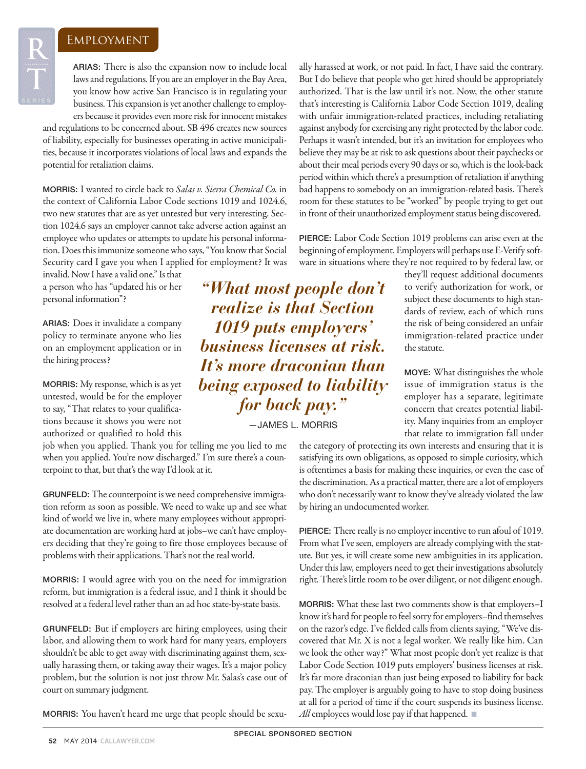## Employment

**ARIAS:** There is also the expansion now to include local laws and regulations. If you are an employer in the Bay Area, you know how active San Francisco is in regulating your business. This expansion is yet another challenge to employers because it provides even more risk for innocent mistakes and regulations to be concerned about. SB 496 creates new sources of liability, especially for businesses operating in active municipalities, because it incorporates violations of local laws and expands the potential for retaliation claims.

**MORRIS:** I wanted to circle back to *Salas v. Sierra Chemical Co.* in the context of California Labor Code sections 1019 and 1024.6, two new statutes that are as yet untested but very interesting. Section 1024.6 says an employer cannot take adverse action against an employee who updates or attempts to update his personal information. Does this immunize someone who says, "You know that Social Security card I gave you when I applied for employment? It was invalid. Now I have a valid one." Is that a person who has "updated his or her personal information"?

**ARIAS:** Does it invalidate a company policy to terminate anyone who lies on an employment application or in the hiring process?

**MORRIS:** My response, which is as yet untested, would be for the employer to say, "That relates to your qualifications because it shows you were not authorized or qualified to hold this job when you applied. Thank you for telling me you lied to me when you applied. You're now discharged." I'm sure there's a counterpoint to that, but that's the way I'd look at it.

**GRUNFELD:** The counterpoint is we need comprehensive immigration reform as soon as possible. We need to wake up and see what kind of world we live in, where many employees without appropriate documentation are working hard at jobs–we can't have employers deciding that they're going to fire those employees because of problems with their applications. That's not the real world.

**MORRIS:** I would agree with you on the need for immigration reform, but immigration is a federal issue, and I think it should be resolved at a federal level rather than an ad hoc state-by-state basis.

**GRUNFELD:** But if employers are hiring employees, using their labor, and allowing them to work hard for many years, employers shouldn't be able to get away with discriminating against them, sexually harassing them, or taking away their wages. It's a major policy problem, but the solution is not just throw Mr. Salas's case out of court on summary judgment.

**MORRIS:** You haven't heard me urge that people should be sexually harassed at work, or not paid. In fact, I have said the contrary. But I do believe that people who get hired should be appropriately authorized. That is the law until it's not. Now, the other statute that's interesting is California Labor Code Section 1019, dealing with unfair immigration-related practices, including retaliating against anybody for exercising any right protected by the labor code. Perhaps it wasn't intended, but it's an invitation for employees who believe they may be at risk to ask questions about their paychecks or about their meal periods every 90 days or so, which is the look-back period within which there's a presumption of retaliation if anything bad happens to somebody on an immigration-related basis. There's room for these statutes to be "worked" by people trying to get out in front of their unauthorized employment status being discovered.

**PIERCE:** Labor Code Section 1019 problems can arise even at the beginning of employment. Employers will perhaps use E-Verify software in situations where they're not required to by federal law, or they'll request additional documents to verify authorization for work, or subject these documents to high standards of review, each of which runs the risk of being considered an unfair immigration-related practice under the statute.

> ***"What most people don't realize is that Section 1019 puts employers' business licenses at risk. It's more draconian than being exposed to liability for back pay."***
>
> —JAMES L. MORRIS

**MOYE:** What distinguishes the whole issue of immigration status is the employer has a separate, legitimate concern that creates potential liability. Many inquiries from an employer that relate to immigration fall under the category of protecting its own interests and ensuring that it is satisfying its own obligations, as opposed to simple curiosity, which is oftentimes a basis for making these inquiries, or even the case of the discrimination. As a practical matter, there are a lot of employers who don't necessarily want to know they've already violated the law by hiring an undocumented worker.

**PIERCE:** There really is no employer incentive to run afoul of 1019. From what I've seen, employers are already complying with the statute. But yes, it will create some new ambiguities in its application. Under this law, employers need to get their investigations absolutely right. There's little room to be over diligent, or not diligent enough.

**MORRIS:** What these last two comments show is that employers–I know it's hard for people to feel sorry for employers–find themselves on the razor's edge. I've fielded calls from clients saying, "We've discovered that Mr. X is not a legal worker. We really like him. Can we look the other way?" What most people don't yet realize is that Labor Code Section 1019 puts employers' business licenses at risk. It's far more draconian than just being exposed to liability for back pay. The employer is arguably going to have to stop doing business at all for a period of time if the court suspends its business license. *All* employees would lose pay if that happened. ■

SPECIAL SPONSORED SECTION